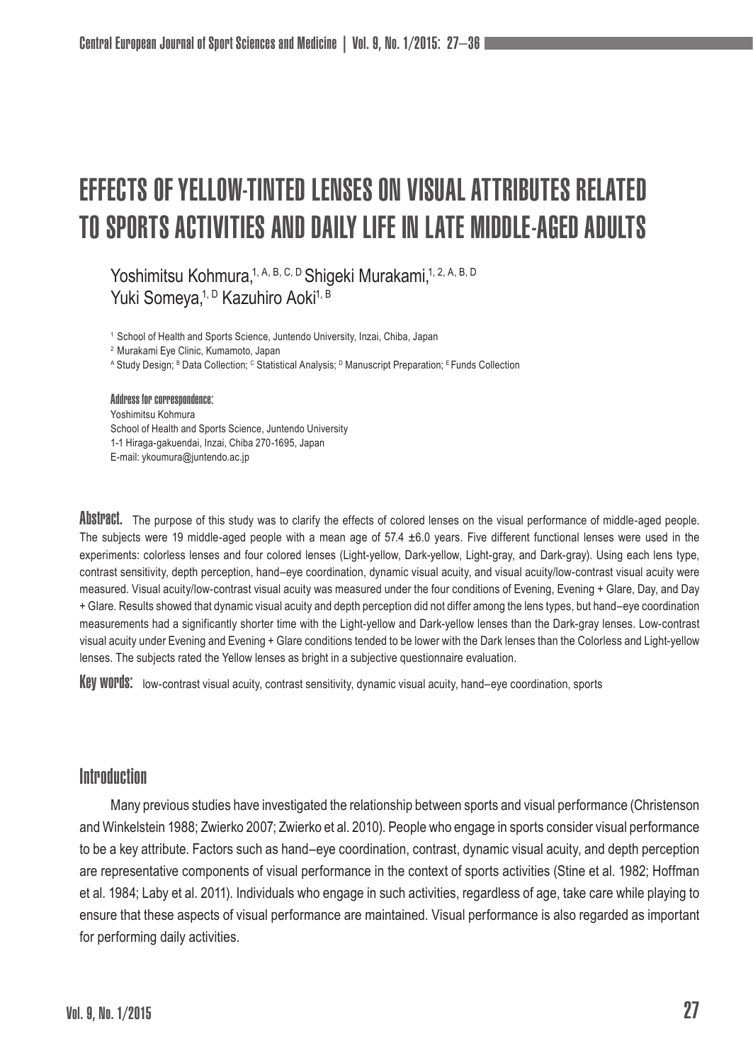# EFFECTS OF YELLOW-TINTED LENSES ON VISUAL ATTRIBUTES RELATED TO SPORTS ACTIVITIES AND DAILY LIFE IN LATE MIDDLE-AGED ADULTS

Yoshimitsu Kohmura,[1, A, B, C, D] Shigeki Murakami,[1, 2, A, B, D] Yuki Someya,[1, D] Kazuhiro Aoki[1, B]

[1] School of Health and Sports Science, Juntendo University, Inzai, Chiba, Japan
[2] Murakami Eye Clinic, Kumamoto, Japan
[A] Study Design; [B] Data Collection; [C] Statistical Analysis; [D] Manuscript Preparation; [E] Funds Collection

**Address for correspondence:**
Yoshimitsu Kohmura
School of Health and Sports Science, Juntendo University
1-1 Hiraga-gakuendai, Inzai, Chiba 270-1695, Japan
E-mail: ykoumura@juntendo.ac.jp

**Abstract.** The purpose of this study was to clarify the effects of colored lenses on the visual performance of middle-aged people. The subjects were 19 middle-aged people with a mean age of 57.4 ±6.0 years. Five different functional lenses were used in the experiments: colorless lenses and four colored lenses (Light-yellow, Dark-yellow, Light-gray, and Dark-gray). Using each lens type, contrast sensitivity, depth perception, hand–eye coordination, dynamic visual acuity, and visual acuity/low-contrast visual acuity were measured. Visual acuity/low-contrast visual acuity was measured under the four conditions of Evening, Evening + Glare, Day, and Day + Glare. Results showed that dynamic visual acuity and depth perception did not differ among the lens types, but hand–eye coordination measurements had a significantly shorter time with the Light-yellow and Dark-yellow lenses than the Dark-gray lenses. Low-contrast visual acuity under Evening and Evening + Glare conditions tended to be lower with the Dark lenses than the Colorless and Light-yellow lenses. The subjects rated the Yellow lenses as bright in a subjective questionnaire evaluation.

**Key words:** low-contrast visual acuity, contrast sensitivity, dynamic visual acuity, hand–eye coordination, sports

## Introduction

Many previous studies have investigated the relationship between sports and visual performance (Christenson and Winkelstein 1988; Zwierko 2007; Zwierko et al. 2010). People who engage in sports consider visual performance to be a key attribute. Factors such as hand–eye coordination, contrast, dynamic visual acuity, and depth perception are representative components of visual performance in the context of sports activities (Stine et al. 1982; Hoffman et al. 1984; Laby et al. 2011). Individuals who engage in such activities, regardless of age, take care while playing to ensure that these aspects of visual performance are maintained. Visual performance is also regarded as important for performing daily activities.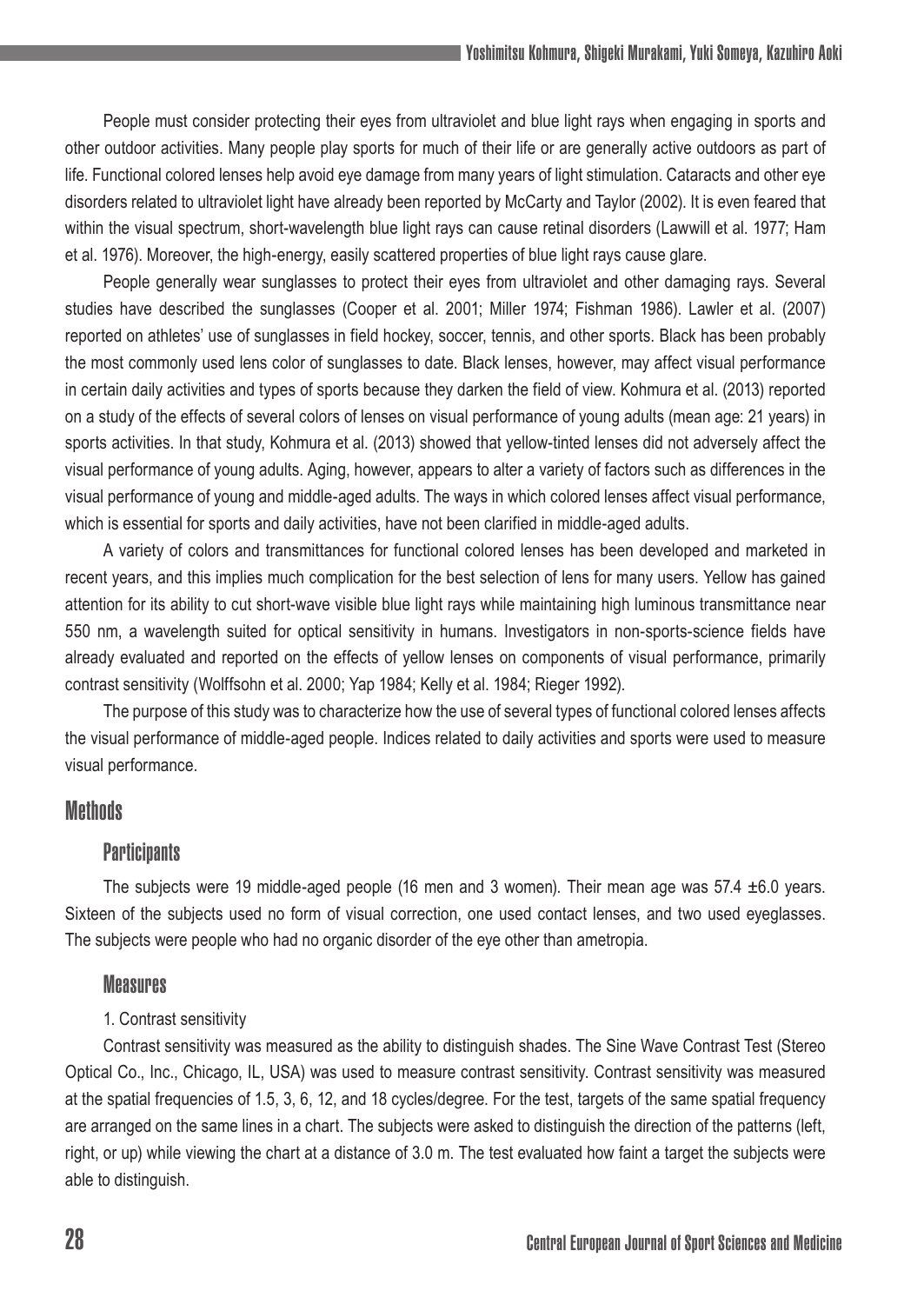People must consider protecting their eyes from ultraviolet and blue light rays when engaging in sports and other outdoor activities. Many people play sports for much of their life or are generally active outdoors as part of life. Functional colored lenses help avoid eye damage from many years of light stimulation. Cataracts and other eye disorders related to ultraviolet light have already been reported by McCarty and Taylor (2002). It is even feared that within the visual spectrum, short-wavelength blue light rays can cause retinal disorders (Lawwill et al. 1977; Ham et al. 1976). Moreover, the high-energy, easily scattered properties of blue light rays cause glare.

People generally wear sunglasses to protect their eyes from ultraviolet and other damaging rays. Several studies have described the sunglasses (Cooper et al. 2001; Miller 1974; Fishman 1986). Lawler et al. (2007) reported on athletes' use of sunglasses in field hockey, soccer, tennis, and other sports. Black has been probably the most commonly used lens color of sunglasses to date. Black lenses, however, may affect visual performance in certain daily activities and types of sports because they darken the field of view. Kohmura et al. (2013) reported on a study of the effects of several colors of lenses on visual performance of young adults (mean age: 21 years) in sports activities. In that study, Kohmura et al. (2013) showed that yellow-tinted lenses did not adversely affect the visual performance of young adults. Aging, however, appears to alter a variety of factors such as differences in the visual performance of young and middle-aged adults. The ways in which colored lenses affect visual performance, which is essential for sports and daily activities, have not been clarified in middle-aged adults.

A variety of colors and transmittances for functional colored lenses has been developed and marketed in recent years, and this implies much complication for the best selection of lens for many users. Yellow has gained attention for its ability to cut short-wave visible blue light rays while maintaining high luminous transmittance near 550 nm, a wavelength suited for optical sensitivity in humans. Investigators in non-sports-science fields have already evaluated and reported on the effects of yellow lenses on components of visual performance, primarily contrast sensitivity (Wolffsohn et al. 2000; Yap 1984; Kelly et al. 1984; Rieger 1992).

The purpose of this study was to characterize how the use of several types of functional colored lenses affects the visual performance of middle-aged people. Indices related to daily activities and sports were used to measure visual performance.

## Methods

### Participants

The subjects were 19 middle-aged people (16 men and 3 women). Their mean age was 57.4 ±6.0 years. Sixteen of the subjects used no form of visual correction, one used contact lenses, and two used eyeglasses. The subjects were people who had no organic disorder of the eye other than ametropia.

### Measures

1. Contrast sensitivity

Contrast sensitivity was measured as the ability to distinguish shades. The Sine Wave Contrast Test (Stereo Optical Co., Inc., Chicago, IL, USA) was used to measure contrast sensitivity. Contrast sensitivity was measured at the spatial frequencies of 1.5, 3, 6, 12, and 18 cycles/degree. For the test, targets of the same spatial frequency are arranged on the same lines in a chart. The subjects were asked to distinguish the direction of the patterns (left, right, or up) while viewing the chart at a distance of 3.0 m. The test evaluated how faint a target the subjects were able to distinguish.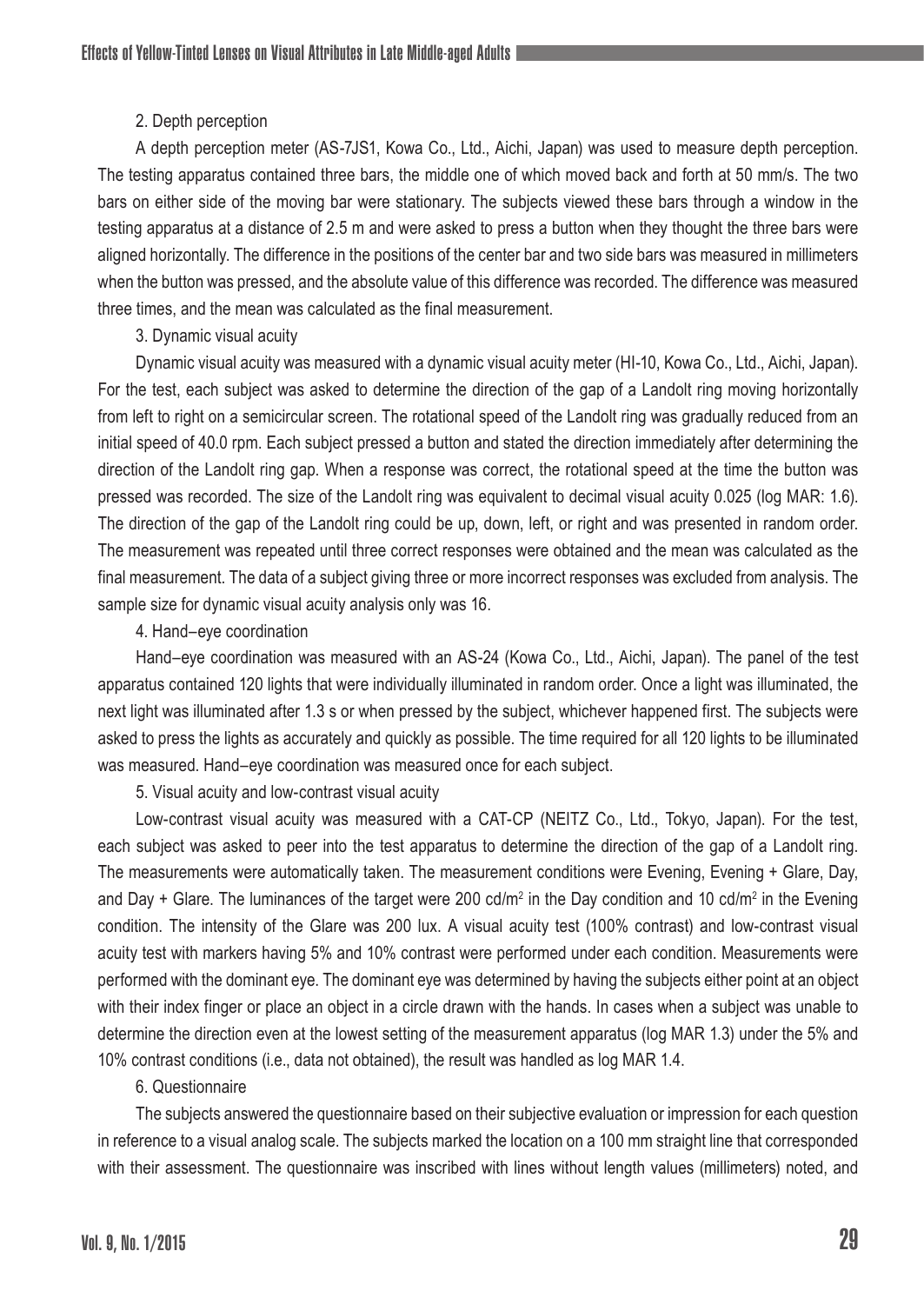### 2. Depth perception

A depth perception meter (AS-7JS1, Kowa Co., Ltd., Aichi, Japan) was used to measure depth perception. The testing apparatus contained three bars, the middle one of which moved back and forth at 50 mm/s. The two bars on either side of the moving bar were stationary. The subjects viewed these bars through a window in the testing apparatus at a distance of 2.5 m and were asked to press a button when they thought the three bars were aligned horizontally. The difference in the positions of the center bar and two side bars was measured in millimeters when the button was pressed, and the absolute value of this difference was recorded. The difference was measured three times, and the mean was calculated as the final measurement.

### 3. Dynamic visual acuity

Dynamic visual acuity was measured with a dynamic visual acuity meter (HI-10, Kowa Co., Ltd., Aichi, Japan). For the test, each subject was asked to determine the direction of the gap of a Landolt ring moving horizontally from left to right on a semicircular screen. The rotational speed of the Landolt ring was gradually reduced from an initial speed of 40.0 rpm. Each subject pressed a button and stated the direction immediately after determining the direction of the Landolt ring gap. When a response was correct, the rotational speed at the time the button was pressed was recorded. The size of the Landolt ring was equivalent to decimal visual acuity 0.025 (log MAR: 1.6). The direction of the gap of the Landolt ring could be up, down, left, or right and was presented in random order. The measurement was repeated until three correct responses were obtained and the mean was calculated as the final measurement. The data of a subject giving three or more incorrect responses was excluded from analysis. The sample size for dynamic visual acuity analysis only was 16.

### 4. Hand–eye coordination

Hand–eye coordination was measured with an AS-24 (Kowa Co., Ltd., Aichi, Japan). The panel of the test apparatus contained 120 lights that were individually illuminated in random order. Once a light was illuminated, the next light was illuminated after 1.3 s or when pressed by the subject, whichever happened first. The subjects were asked to press the lights as accurately and quickly as possible. The time required for all 120 lights to be illuminated was measured. Hand–eye coordination was measured once for each subject.

### 5. Visual acuity and low-contrast visual acuity

Low-contrast visual acuity was measured with a CAT-CP (NEITZ Co., Ltd., Tokyo, Japan). For the test, each subject was asked to peer into the test apparatus to determine the direction of the gap of a Landolt ring. The measurements were automatically taken. The measurement conditions were Evening, Evening + Glare, Day, and Day + Glare. The luminances of the target were 200 cd/m$^2$ in the Day condition and 10 cd/m$^2$ in the Evening condition. The intensity of the Glare was 200 lux. A visual acuity test (100% contrast) and low-contrast visual acuity test with markers having 5% and 10% contrast were performed under each condition. Measurements were performed with the dominant eye. The dominant eye was determined by having the subjects either point at an object with their index finger or place an object in a circle drawn with the hands. In cases when a subject was unable to determine the direction even at the lowest setting of the measurement apparatus (log MAR 1.3) under the 5% and 10% contrast conditions (i.e., data not obtained), the result was handled as log MAR 1.4.

### 6. Questionnaire

The subjects answered the questionnaire based on their subjective evaluation or impression for each question in reference to a visual analog scale. The subjects marked the location on a 100 mm straight line that corresponded with their assessment. The questionnaire was inscribed with lines without length values (millimeters) noted, and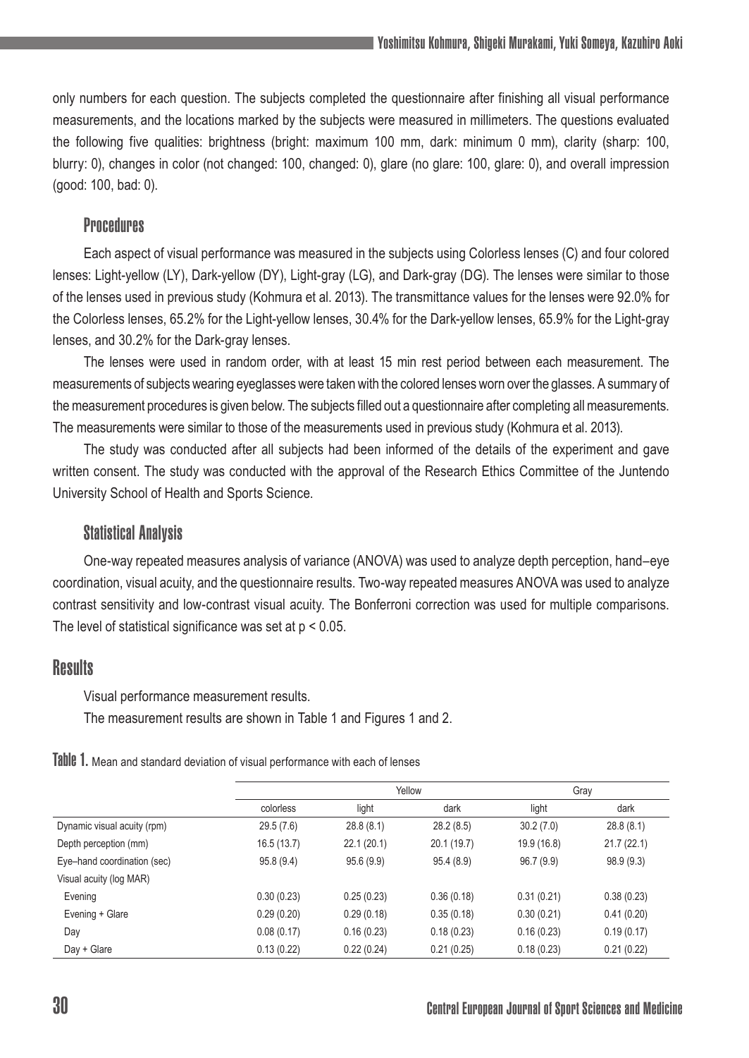only numbers for each question. The subjects completed the questionnaire after finishing all visual performance measurements, and the locations marked by the subjects were measured in millimeters. The questions evaluated the following five qualities: brightness (bright: maximum 100 mm, dark: minimum 0 mm), clarity (sharp: 100, blurry: 0), changes in color (not changed: 100, changed: 0), glare (no glare: 100, glare: 0), and overall impression (good: 100, bad: 0).

### Procedures

Each aspect of visual performance was measured in the subjects using Colorless lenses (C) and four colored lenses: Light-yellow (LY), Dark-yellow (DY), Light-gray (LG), and Dark-gray (DG). The lenses were similar to those of the lenses used in previous study (Kohmura et al. 2013). The transmittance values for the lenses were 92.0% for the Colorless lenses, 65.2% for the Light-yellow lenses, 30.4% for the Dark-yellow lenses, 65.9% for the Light-gray lenses, and 30.2% for the Dark-gray lenses.

The lenses were used in random order, with at least 15 min rest period between each measurement. The measurements of subjects wearing eyeglasses were taken with the colored lenses worn over the glasses. A summary of the measurement procedures is given below. The subjects filled out a questionnaire after completing all measurements. The measurements were similar to those of the measurements used in previous study (Kohmura et al. 2013).

The study was conducted after all subjects had been informed of the details of the experiment and gave written consent. The study was conducted with the approval of the Research Ethics Committee of the Juntendo University School of Health and Sports Science.

### Statistical Analysis

One-way repeated measures analysis of variance (ANOVA) was used to analyze depth perception, hand–eye coordination, visual acuity, and the questionnaire results. Two-way repeated measures ANOVA was used to analyze contrast sensitivity and low-contrast visual acuity. The Bonferroni correction was used for multiple comparisons. The level of statistical significance was set at $p < 0.05$.

## Results

Visual performance measurement results.

The measurement results are shown in Table 1 and Figures 1 and 2.

**Table 1.** Mean and standard deviation of visual performance with each of lenses

| | | Yellow | | Gray | |
|---|---|---|---|---|---|
| | colorless | light | dark | light | dark |
| Dynamic visual acuity (rpm) | 29.5 (7.6) | 28.8 (8.1) | 28.2 (8.5) | 30.2 (7.0) | 28.8 (8.1) |
| Depth perception (mm) | 16.5 (13.7) | 22.1 (20.1) | 20.1 (19.7) | 19.9 (16.8) | 21.7 (22.1) |
| Eye–hand coordination (sec) | 95.8 (9.4) | 95.6 (9.9) | 95.4 (8.9) | 96.7 (9.9) | 98.9 (9.3) |
| Visual acuity (log MAR) | | | | | |
| Evening | 0.30 (0.23) | 0.25 (0.23) | 0.36 (0.18) | 0.31 (0.21) | 0.38 (0.23) |
| Evening + Glare | 0.29 (0.20) | 0.29 (0.18) | 0.35 (0.18) | 0.30 (0.21) | 0.41 (0.20) |
| Day | 0.08 (0.17) | 0.16 (0.23) | 0.18 (0.23) | 0.16 (0.23) | 0.19 (0.17) |
| Day + Glare | 0.13 (0.22) | 0.22 (0.24) | 0.21 (0.25) | 0.18 (0.23) | 0.21 (0.22) |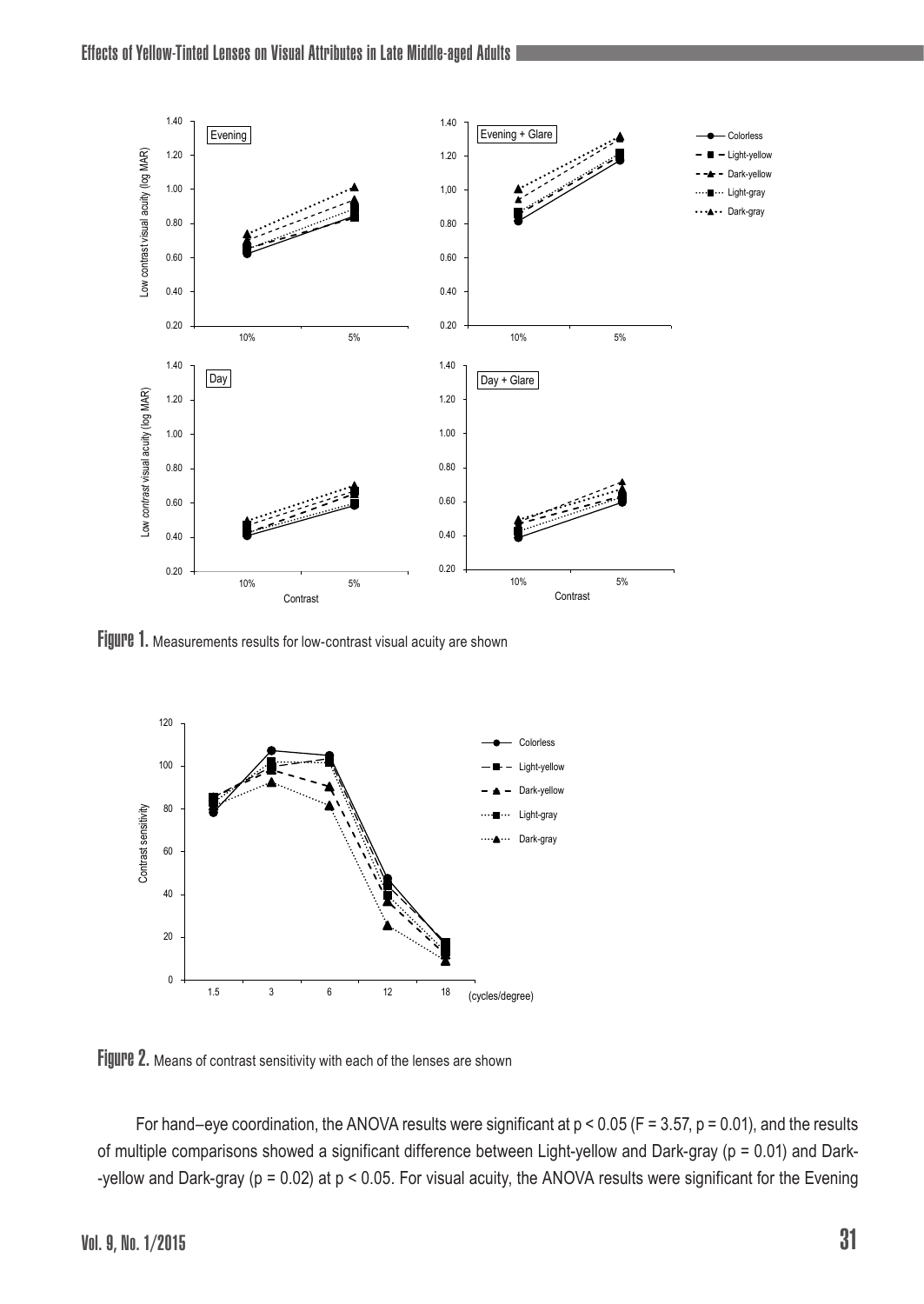**Figure 1.** Measurements results for low-contrast visual acuity are shown

**Figure 2.** Means of contrast sensitivity with each of the lenses are shown

For hand–eye coordination, the ANOVA results were significant at $p < 0.05$ ($F = 3.57$, $p = 0.01$), and the results of multiple comparisons showed a significant difference between Light-yellow and Dark-gray ($p = 0.01$) and Dark--yellow and Dark-gray ($p = 0.02$) at $p < 0.05$. For visual acuity, the ANOVA results were significant for the Evening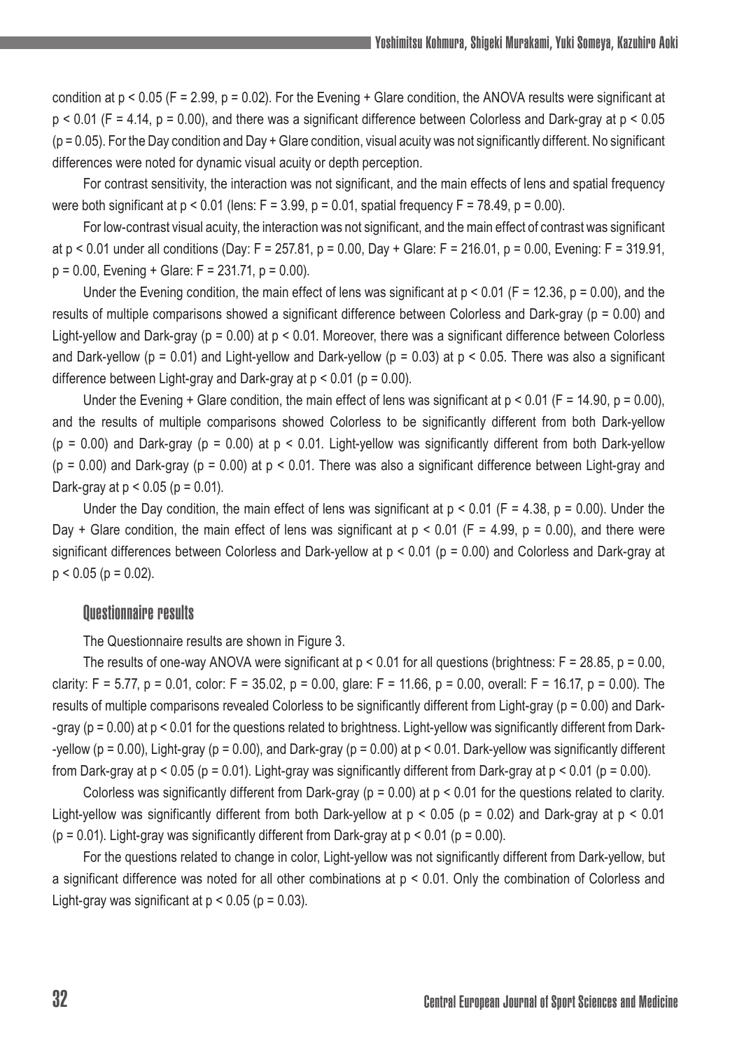condition at $p < 0.05$ ($F = 2.99$, $p = 0.02$). For the Evening + Glare condition, the ANOVA results were significant at $p < 0.01$ ($F = 4.14$, $p = 0.00$), and there was a significant difference between Colorless and Dark-gray at $p < 0.05$ ($p = 0.05$). For the Day condition and Day + Glare condition, visual acuity was not significantly different. No significant differences were noted for dynamic visual acuity or depth perception.

For contrast sensitivity, the interaction was not significant, and the main effects of lens and spatial frequency were both significant at $p < 0.01$ (lens: $F = 3.99$, $p = 0.01$, spatial frequency $F = 78.49$, $p = 0.00$).

For low-contrast visual acuity, the interaction was not significant, and the main effect of contrast was significant at $p < 0.01$ under all conditions (Day: $F = 257.81$, $p = 0.00$, Day + Glare: $F = 216.01$, $p = 0.00$, Evening: $F = 319.91$, $p = 0.00$, Evening + Glare: $F = 231.71$, $p = 0.00$).

Under the Evening condition, the main effect of lens was significant at $p < 0.01$ ($F = 12.36$, $p = 0.00$), and the results of multiple comparisons showed a significant difference between Colorless and Dark-gray ($p = 0.00$) and Light-yellow and Dark-gray ($p = 0.00$) at $p < 0.01$. Moreover, there was a significant difference between Colorless and Dark-yellow ($p = 0.01$) and Light-yellow and Dark-yellow ($p = 0.03$) at $p < 0.05$. There was also a significant difference between Light-gray and Dark-gray at $p < 0.01$ ($p = 0.00$).

Under the Evening + Glare condition, the main effect of lens was significant at $p < 0.01$ ($F = 14.90$, $p = 0.00$), and the results of multiple comparisons showed Colorless to be significantly different from both Dark-yellow ($p = 0.00$) and Dark-gray ($p = 0.00$) at $p < 0.01$. Light-yellow was significantly different from both Dark-yellow ($p = 0.00$) and Dark-gray ($p = 0.00$) at $p < 0.01$. There was also a significant difference between Light-gray and Dark-gray at $p < 0.05$ ($p = 0.01$).

Under the Day condition, the main effect of lens was significant at $p < 0.01$ ($F = 4.38$, $p = 0.00$). Under the Day + Glare condition, the main effect of lens was significant at $p < 0.01$ ($F = 4.99$, $p = 0.00$), and there were significant differences between Colorless and Dark-yellow at $p < 0.01$ ($p = 0.00$) and Colorless and Dark-gray at $p < 0.05$ ($p = 0.02$).

### Questionnaire results

The Questionnaire results are shown in Figure 3.

The results of one-way ANOVA were significant at $p < 0.01$ for all questions (brightness: $F = 28.85$, $p = 0.00$, clarity: $F = 5.77$, $p = 0.01$, color: $F = 35.02$, $p = 0.00$, glare: $F = 11.66$, $p = 0.00$, overall: $F = 16.17$, $p = 0.00$). The results of multiple comparisons revealed Colorless to be significantly different from Light-gray ($p = 0.00$) and Dark-gray ($p = 0.00$) at $p < 0.01$ for the questions related to brightness. Light-yellow was significantly different from Dark-yellow ($p = 0.00$), Light-gray ($p = 0.00$), and Dark-gray ($p = 0.00$) at $p < 0.01$. Dark-yellow was significantly different from Dark-gray at $p < 0.05$ ($p = 0.01$). Light-gray was significantly different from Dark-gray at $p < 0.01$ ($p = 0.00$).

Colorless was significantly different from Dark-gray ($p = 0.00$) at $p < 0.01$ for the questions related to clarity. Light-yellow was significantly different from both Dark-yellow at $p < 0.05$ ($p = 0.02$) and Dark-gray at $p < 0.01$ ($p = 0.01$). Light-gray was significantly different from Dark-gray at $p < 0.01$ ($p = 0.00$).

For the questions related to change in color, Light-yellow was not significantly different from Dark-yellow, but a significant difference was noted for all other combinations at $p < 0.01$. Only the combination of Colorless and Light-gray was significant at $p < 0.05$ ($p = 0.03$).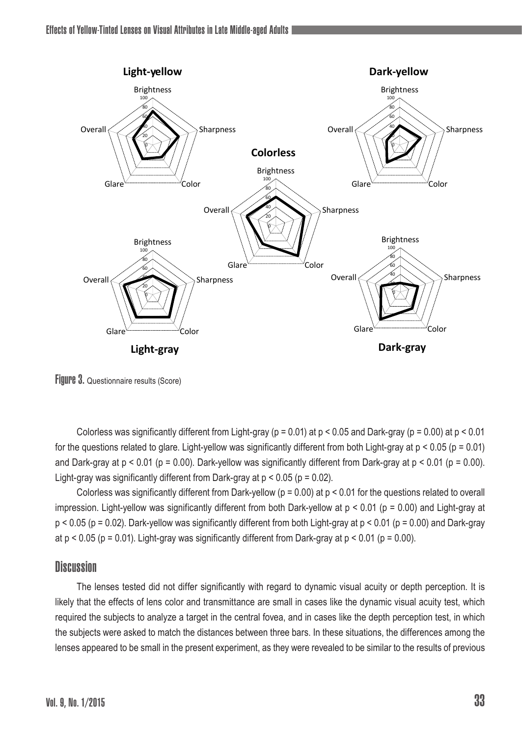Figure 3. Questionnaire results (Score)

Colorless was significantly different from Light-gray ($p = 0.01$) at $p < 0.05$ and Dark-gray ($p = 0.00$) at $p < 0.01$ for the questions related to glare. Light-yellow was significantly different from both Light-gray at $p < 0.05$ ($p = 0.01$) and Dark-gray at $p < 0.01$ ($p = 0.00$). Dark-yellow was significantly different from Dark-gray at $p < 0.01$ ($p = 0.00$). Light-gray was significantly different from Dark-gray at $p < 0.05$ ($p = 0.02$).

Colorless was significantly different from Dark-yellow ($p = 0.00$) at $p < 0.01$ for the questions related to overall impression. Light-yellow was significantly different from both Dark-yellow at $p < 0.01$ ($p = 0.00$) and Light-gray at $p < 0.05$ ($p = 0.02$). Dark-yellow was significantly different from both Light-gray at $p < 0.01$ ($p = 0.00$) and Dark-gray at $p < 0.05$ ($p = 0.01$). Light-gray was significantly different from Dark-gray at $p < 0.01$ ($p = 0.00$).

## Discussion

The lenses tested did not differ significantly with regard to dynamic visual acuity or depth perception. It is likely that the effects of lens color and transmittance are small in cases like the dynamic visual acuity test, which required the subjects to analyze a target in the central fovea, and in cases like the depth perception test, in which the subjects were asked to match the distances between three bars. In these situations, the differences among the lenses appeared to be small in the present experiment, as they were revealed to be similar to the results of previous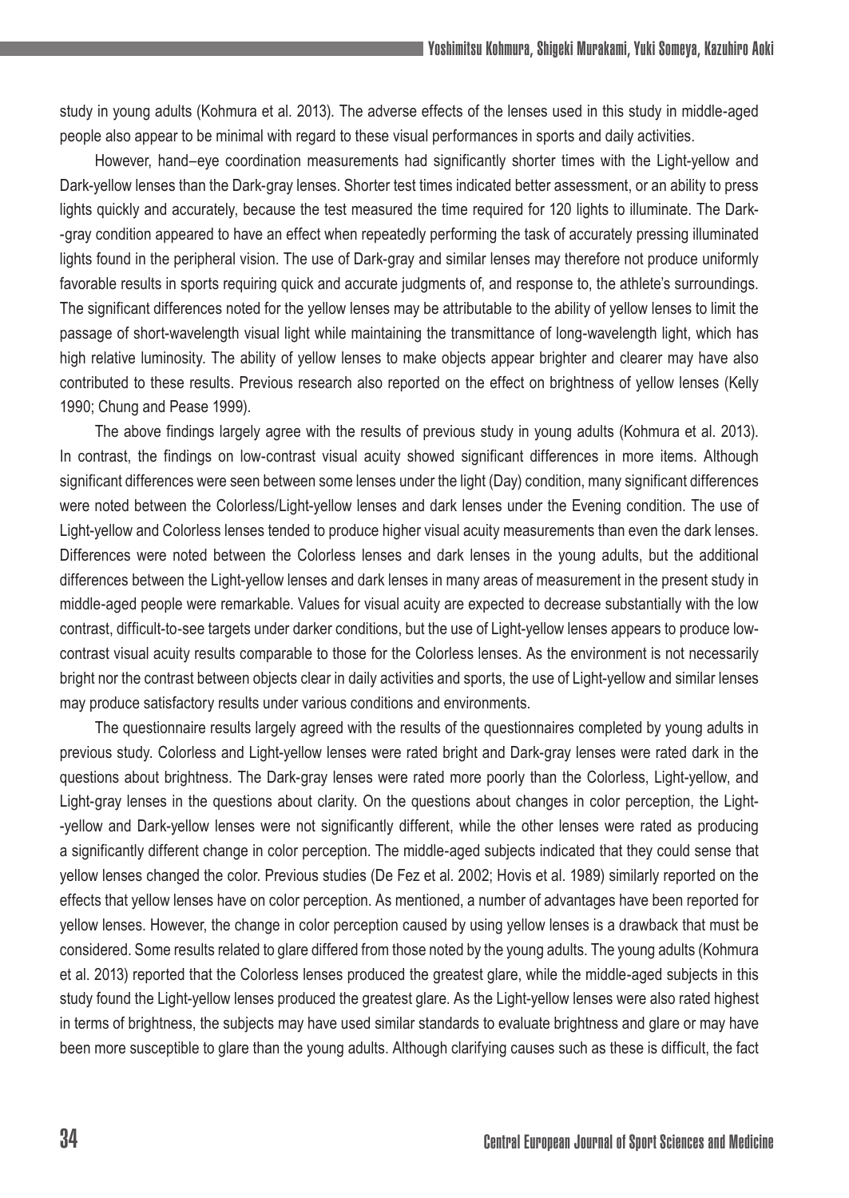study in young adults (Kohmura et al. 2013). The adverse effects of the lenses used in this study in middle-aged people also appear to be minimal with regard to these visual performances in sports and daily activities.

However, hand–eye coordination measurements had significantly shorter times with the Light-yellow and Dark-yellow lenses than the Dark-gray lenses. Shorter test times indicated better assessment, or an ability to press lights quickly and accurately, because the test measured the time required for 120 lights to illuminate. The Dark-gray condition appeared to have an effect when repeatedly performing the task of accurately pressing illuminated lights found in the peripheral vision. The use of Dark-gray and similar lenses may therefore not produce uniformly favorable results in sports requiring quick and accurate judgments of, and response to, the athlete's surroundings. The significant differences noted for the yellow lenses may be attributable to the ability of yellow lenses to limit the passage of short-wavelength visual light while maintaining the transmittance of long-wavelength light, which has high relative luminosity. The ability of yellow lenses to make objects appear brighter and clearer may have also contributed to these results. Previous research also reported on the effect on brightness of yellow lenses (Kelly 1990; Chung and Pease 1999).

The above findings largely agree with the results of previous study in young adults (Kohmura et al. 2013). In contrast, the findings on low-contrast visual acuity showed significant differences in more items. Although significant differences were seen between some lenses under the light (Day) condition, many significant differences were noted between the Colorless/Light-yellow lenses and dark lenses under the Evening condition. The use of Light-yellow and Colorless lenses tended to produce higher visual acuity measurements than even the dark lenses. Differences were noted between the Colorless lenses and dark lenses in the young adults, but the additional differences between the Light-yellow lenses and dark lenses in many areas of measurement in the present study in middle-aged people were remarkable. Values for visual acuity are expected to decrease substantially with the low contrast, difficult-to-see targets under darker conditions, but the use of Light-yellow lenses appears to produce low-contrast visual acuity results comparable to those for the Colorless lenses. As the environment is not necessarily bright nor the contrast between objects clear in daily activities and sports, the use of Light-yellow and similar lenses may produce satisfactory results under various conditions and environments.

The questionnaire results largely agreed with the results of the questionnaires completed by young adults in previous study. Colorless and Light-yellow lenses were rated bright and Dark-gray lenses were rated dark in the questions about brightness. The Dark-gray lenses were rated more poorly than the Colorless, Light-yellow, and Light-gray lenses in the questions about clarity. On the questions about changes in color perception, the Light-yellow and Dark-yellow lenses were not significantly different, while the other lenses were rated as producing a significantly different change in color perception. The middle-aged subjects indicated that they could sense that yellow lenses changed the color. Previous studies (De Fez et al. 2002; Hovis et al. 1989) similarly reported on the effects that yellow lenses have on color perception. As mentioned, a number of advantages have been reported for yellow lenses. However, the change in color perception caused by using yellow lenses is a drawback that must be considered. Some results related to glare differed from those noted by the young adults. The young adults (Kohmura et al. 2013) reported that the Colorless lenses produced the greatest glare, while the middle-aged subjects in this study found the Light-yellow lenses produced the greatest glare. As the Light-yellow lenses were also rated highest in terms of brightness, the subjects may have used similar standards to evaluate brightness and glare or may have been more susceptible to glare than the young adults. Although clarifying causes such as these is difficult, the fact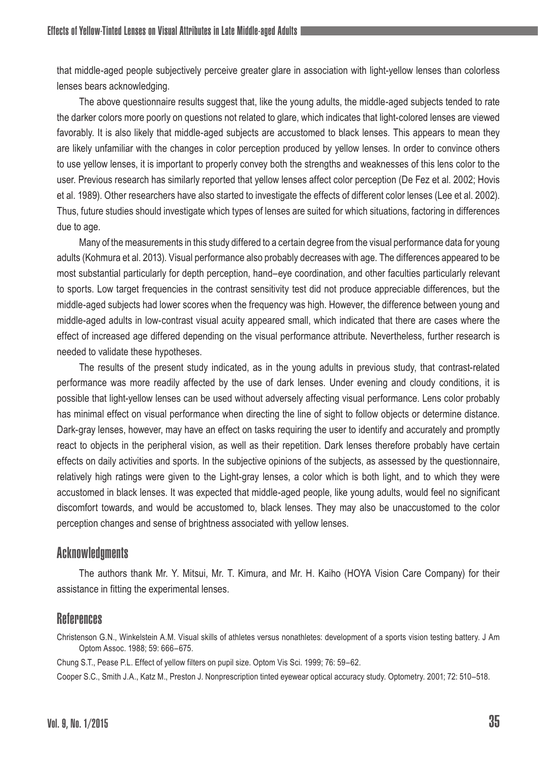that middle-aged people subjectively perceive greater glare in association with light-yellow lenses than colorless lenses bears acknowledging.

The above questionnaire results suggest that, like the young adults, the middle-aged subjects tended to rate the darker colors more poorly on questions not related to glare, which indicates that light-colored lenses are viewed favorably. It is also likely that middle-aged subjects are accustomed to black lenses. This appears to mean they are likely unfamiliar with the changes in color perception produced by yellow lenses. In order to convince others to use yellow lenses, it is important to properly convey both the strengths and weaknesses of this lens color to the user. Previous research has similarly reported that yellow lenses affect color perception (De Fez et al. 2002; Hovis et al. 1989). Other researchers have also started to investigate the effects of different color lenses (Lee et al. 2002). Thus, future studies should investigate which types of lenses are suited for which situations, factoring in differences due to age.

Many of the measurements in this study differed to a certain degree from the visual performance data for young adults (Kohmura et al. 2013). Visual performance also probably decreases with age. The differences appeared to be most substantial particularly for depth perception, hand–eye coordination, and other faculties particularly relevant to sports. Low target frequencies in the contrast sensitivity test did not produce appreciable differences, but the middle-aged subjects had lower scores when the frequency was high. However, the difference between young and middle-aged adults in low-contrast visual acuity appeared small, which indicated that there are cases where the effect of increased age differed depending on the visual performance attribute. Nevertheless, further research is needed to validate these hypotheses.

The results of the present study indicated, as in the young adults in previous study, that contrast-related performance was more readily affected by the use of dark lenses. Under evening and cloudy conditions, it is possible that light-yellow lenses can be used without adversely affecting visual performance. Lens color probably has minimal effect on visual performance when directing the line of sight to follow objects or determine distance. Dark-gray lenses, however, may have an effect on tasks requiring the user to identify and accurately and promptly react to objects in the peripheral vision, as well as their repetition. Dark lenses therefore probably have certain effects on daily activities and sports. In the subjective opinions of the subjects, as assessed by the questionnaire, relatively high ratings were given to the Light-gray lenses, a color which is both light, and to which they were accustomed in black lenses. It was expected that middle-aged people, like young adults, would feel no significant discomfort towards, and would be accustomed to, black lenses. They may also be unaccustomed to the color perception changes and sense of brightness associated with yellow lenses.

## Acknowledgments

The authors thank Mr. Y. Mitsui, Mr. T. Kimura, and Mr. H. Kaiho (HOYA Vision Care Company) for their assistance in fitting the experimental lenses.

## References

Christenson G.N., Winkelstein A.M. Visual skills of athletes versus nonathletes: development of a sports vision testing battery. J Am Optom Assoc. 1988; 59: 666–675.

Chung S.T., Pease P.L. Effect of yellow filters on pupil size. Optom Vis Sci. 1999; 76: 59–62.

Cooper S.C., Smith J.A., Katz M., Preston J. Nonprescription tinted eyewear optical accuracy study. Optometry. 2001; 72: 510–518.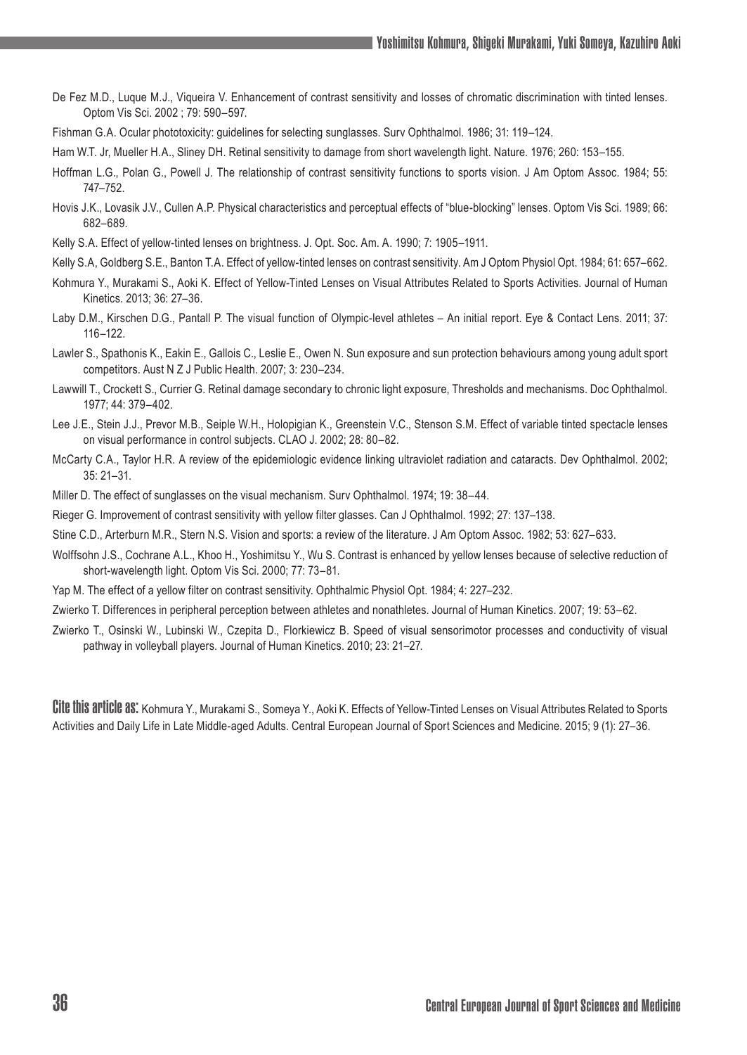De Fez M.D., Luque M.J., Viqueira V. Enhancement of contrast sensitivity and losses of chromatic discrimination with tinted lenses. Optom Vis Sci. 2002 ; 79: 590–597.

Fishman G.A. Ocular phototoxicity: guidelines for selecting sunglasses. Surv Ophthalmol. 1986; 31: 119–124.

Ham W.T. Jr, Mueller H.A., Sliney DH. Retinal sensitivity to damage from short wavelength light. Nature. 1976; 260: 153–155.

Hoffman L.G., Polan G., Powell J. The relationship of contrast sensitivity functions to sports vision. J Am Optom Assoc. 1984; 55: 747–752.

Hovis J.K., Lovasik J.V., Cullen A.P. Physical characteristics and perceptual effects of "blue-blocking" lenses. Optom Vis Sci. 1989; 66: 682–689.

Kelly S.A. Effect of yellow-tinted lenses on brightness. J. Opt. Soc. Am. A. 1990; 7: 1905–1911.

Kelly S.A, Goldberg S.E., Banton T.A. Effect of yellow-tinted lenses on contrast sensitivity. Am J Optom Physiol Opt. 1984; 61: 657–662.

Kohmura Y., Murakami S., Aoki K. Effect of Yellow-Tinted Lenses on Visual Attributes Related to Sports Activities. Journal of Human Kinetics. 2013; 36: 27–36.

Laby D.M., Kirschen D.G., Pantall P. The visual function of Olympic-level athletes – An initial report. Eye & Contact Lens. 2011; 37: 116–122.

Lawler S., Spathonis K., Eakin E., Gallois C., Leslie E., Owen N. Sun exposure and sun protection behaviours among young adult sport competitors. Aust N Z J Public Health. 2007; 3: 230–234.

Lawwill T., Crockett S., Currier G. Retinal damage secondary to chronic light exposure, Thresholds and mechanisms. Doc Ophthalmol. 1977; 44: 379–402.

Lee J.E., Stein J.J., Prevor M.B., Seiple W.H., Holopigian K., Greenstein V.C., Stenson S.M. Effect of variable tinted spectacle lenses on visual performance in control subjects. CLAO J. 2002; 28: 80–82.

McCarty C.A., Taylor H.R. A review of the epidemiologic evidence linking ultraviolet radiation and cataracts. Dev Ophthalmol. 2002; 35: 21–31.

Miller D. The effect of sunglasses on the visual mechanism. Surv Ophthalmol. 1974; 19: 38–44.

Rieger G. Improvement of contrast sensitivity with yellow filter glasses. Can J Ophthalmol. 1992; 27: 137–138.

Stine C.D., Arterburn M.R., Stern N.S. Vision and sports: a review of the literature. J Am Optom Assoc. 1982; 53: 627–633.

Wolffsohn J.S., Cochrane A.L., Khoo H., Yoshimitsu Y., Wu S. Contrast is enhanced by yellow lenses because of selective reduction of short-wavelength light. Optom Vis Sci. 2000; 77: 73–81.

Yap M. The effect of a yellow filter on contrast sensitivity. Ophthalmic Physiol Opt. 1984; 4: 227–232.

Zwierko T. Differences in peripheral perception between athletes and nonathletes. Journal of Human Kinetics. 2007; 19: 53–62.

Zwierko T., Osinski W., Lubinski W., Czepita D., Florkiewicz B. Speed of visual sensorimotor processes and conductivity of visual pathway in volleyball players. Journal of Human Kinetics. 2010; 23: 21–27.

**Cite this article as:** Kohmura Y., Murakami S., Someya Y., Aoki K. Effects of Yellow-Tinted Lenses on Visual Attributes Related to Sports Activities and Daily Life in Late Middle-aged Adults. Central European Journal of Sport Sciences and Medicine. 2015; 9 (1): 27–36.